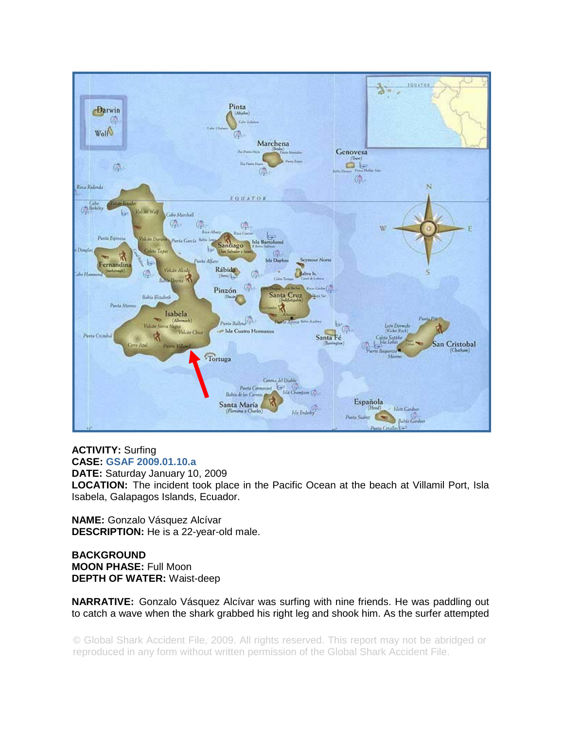**ACTIVITY:** Surfing
**CASE:** GSAF 2009.01.10.a
**DATE:** Saturday January 10, 2009
**LOCATION:** The incident took place in the Pacific Ocean at the beach at Villamil Port, Isla Isabela, Galapagos Islands, Ecuador.

**NAME:** Gonzalo Vásquez Alcívar
**DESCRIPTION:** He is a 22-year-old male.

**BACKGROUND**
**MOON PHASE:** Full Moon
**DEPTH OF WATER:** Waist-deep

**NARRATIVE:** Gonzalo Vásquez Alcívar was surfing with nine friends. He was paddling out to catch a wave when the shark grabbed his right leg and shook him. As the surfer attempted

© Global Shark Accident File, 2009. All rights reserved. This report may not be abridged or reproduced in any form without written permission of the Global Shark Accident File.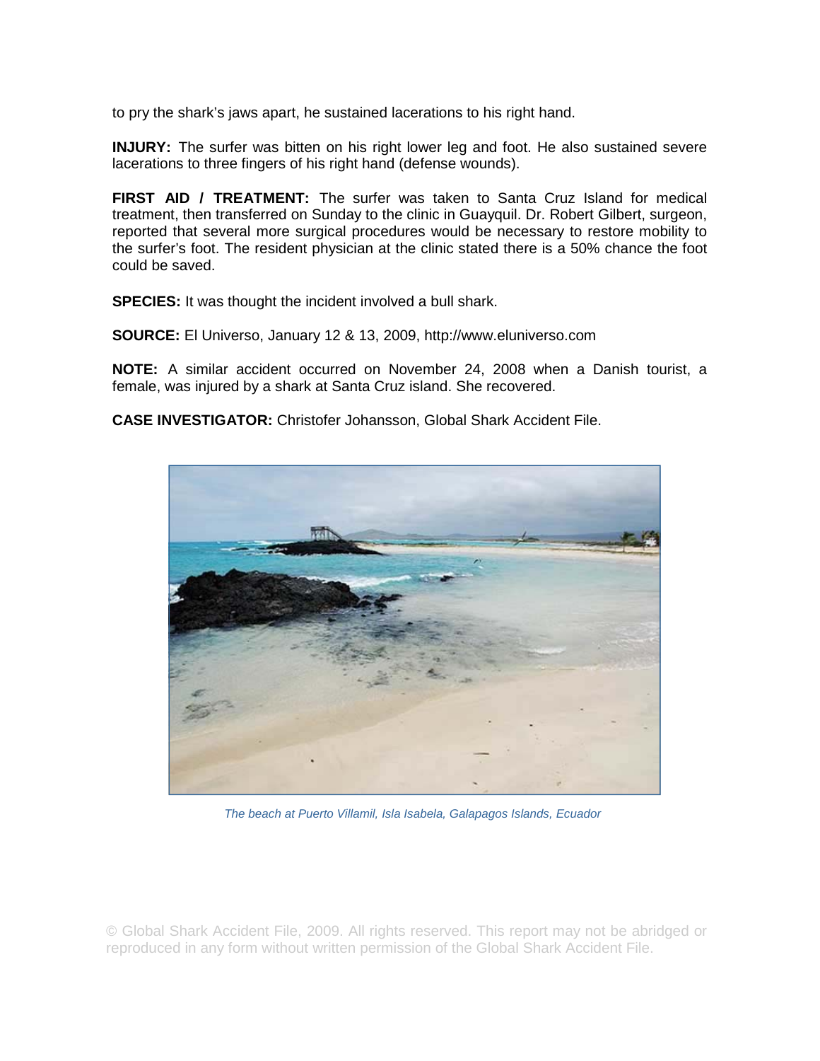to pry the shark's jaws apart, he sustained lacerations to his right hand.

**INJURY:** The surfer was bitten on his right lower leg and foot. He also sustained severe lacerations to three fingers of his right hand (defense wounds).

**FIRST AID / TREATMENT:** The surfer was taken to Santa Cruz Island for medical treatment, then transferred on Sunday to the clinic in Guayquil. Dr. Robert Gilbert, surgeon, reported that several more surgical procedures would be necessary to restore mobility to the surfer's foot. The resident physician at the clinic stated there is a 50% chance the foot could be saved.

**SPECIES:** It was thought the incident involved a bull shark.

**SOURCE:** El Universo, January 12 & 13, 2009, http://www.eluniverso.com

**NOTE:** A similar accident occurred on November 24, 2008 when a Danish tourist, a female, was injured by a shark at Santa Cruz island. She recovered.

**CASE INVESTIGATOR:** Christofer Johansson, Global Shark Accident File.

*The beach at Puerto Villamil, Isla Isabela, Galapagos Islands, Ecuador*